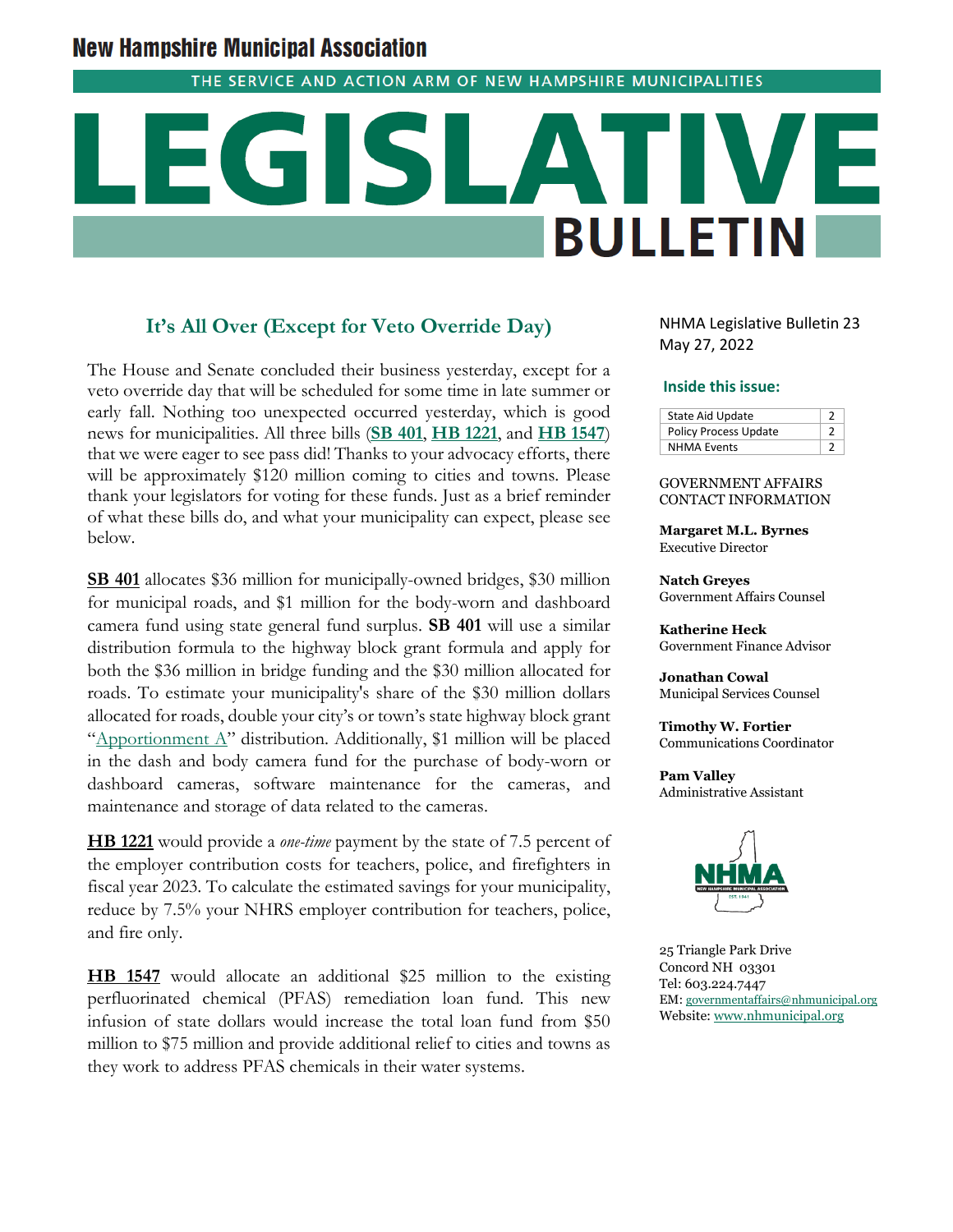# New Hampshire Municipal Association

THE SERVICE AND ACTION ARM OF NEW HAMPSHIRE MUNICIPALITIES

# LEGISLATIVE BULLETIN

NHMA Legislative Bulletin 23
May 27, 2022

**Inside this issue:**

| | |
|---|---|
| State Aid Update | 2 |
| Policy Process Update | 2 |
| NHMA Events | 2 |

## It's All Over (Except for Veto Override Day)

The House and Senate concluded their business yesterday, except for a veto override day that will be scheduled for some time in late summer or early fall. Nothing too unexpected occurred yesterday, which is good news for municipalities. All three bills (**SB 401**, **HB 1221**, and **HB 1547**) that we were eager to see pass did! Thanks to your advocacy efforts, there will be approximately $120 million coming to cities and towns. Please thank your legislators for voting for these funds. Just as a brief reminder of what these bills do, and what your municipality can expect, please see below.

**SB 401** allocates $36 million for municipally-owned bridges, $30 million for municipal roads, and $1 million for the body-worn and dashboard camera fund using state general fund surplus. **SB 401** will use a similar distribution formula to the highway block grant formula and apply for both the $36 million in bridge funding and the $30 million allocated for roads. To estimate your municipality's share of the $30 million dollars allocated for roads, double your city's or town's state highway block grant "Apportionment A" distribution. Additionally, $1 million will be placed in the dash and body camera fund for the purchase of body-worn or dashboard cameras, software maintenance for the cameras, and maintenance and storage of data related to the cameras.

**HB 1221** would provide a *one-time* payment by the state of 7.5 percent of the employer contribution costs for teachers, police, and firefighters in fiscal year 2023. To calculate the estimated savings for your municipality, reduce by 7.5% your NHRS employer contribution for teachers, police, and fire only.

**HB 1547** would allocate an additional $25 million to the existing perfluorinated chemical (PFAS) remediation loan fund. This new infusion of state dollars would increase the total loan fund from $50 million to $75 million and provide additional relief to cities and towns as they work to address PFAS chemicals in their water systems.

GOVERNMENT AFFAIRS CONTACT INFORMATION

**Margaret M.L. Byrnes**
Executive Director

**Natch Greyes**
Government Affairs Counsel

**Katherine Heck**
Government Finance Advisor

**Jonathan Cowal**
Municipal Services Counsel

**Timothy W. Fortier**
Communications Coordinator

**Pam Valley**
Administrative Assistant

25 Triangle Park Drive
Concord NH 03301
Tel: 603.224.7447
EM: governmentaffairs@nhmunicipal.org
Website: www.nhmunicipal.org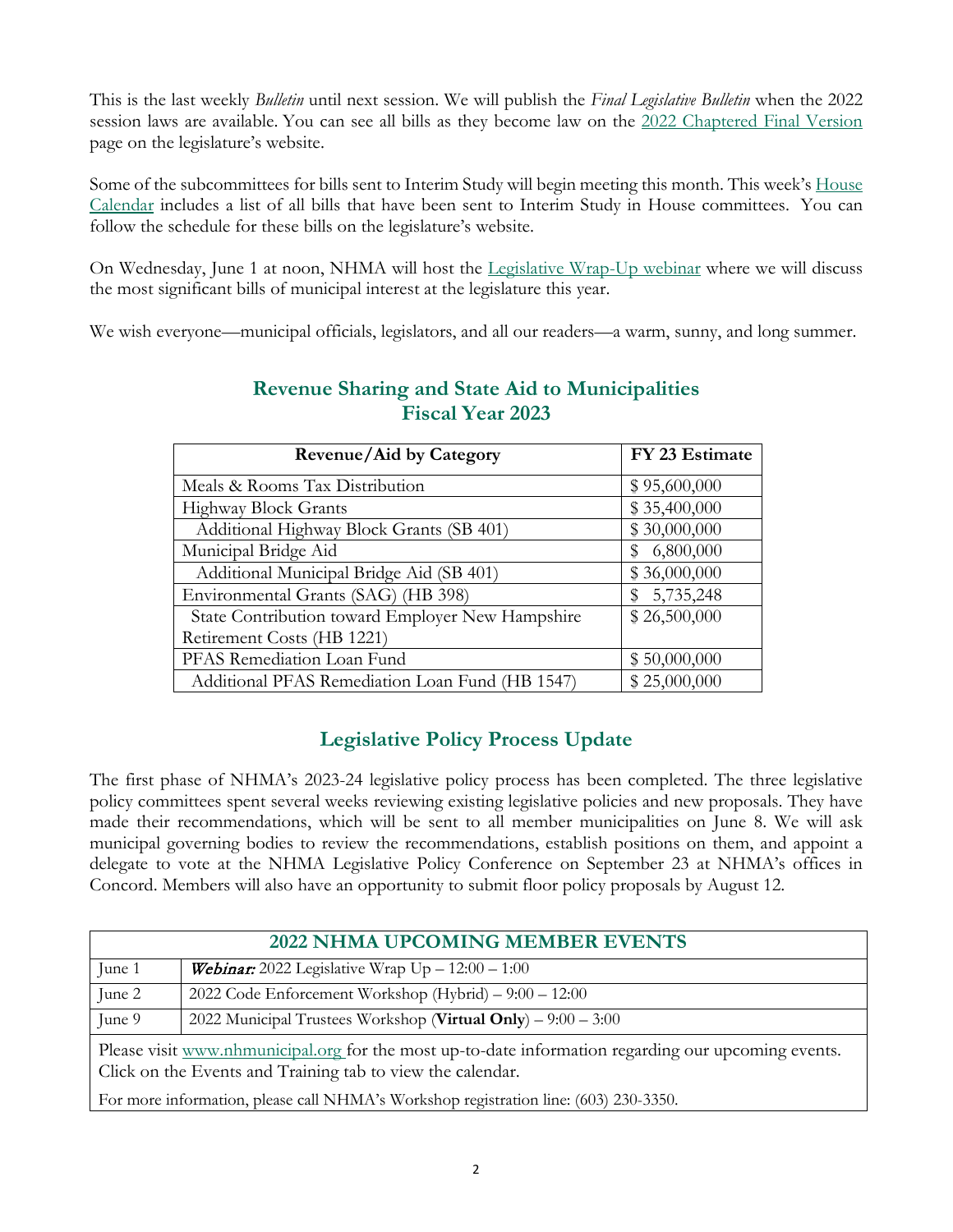This is the last weekly *Bulletin* until next session. We will publish the *Final Legislative Bulletin* when the 2022 session laws are available. You can see all bills as they become law on the [2022 Chaptered Final Version](#) page on the legislature's website.

Some of the subcommittees for bills sent to Interim Study will begin meeting this month. This week's [House Calendar](#) includes a list of all bills that have been sent to Interim Study in House committees. You can follow the schedule for these bills on the legislature's website.

On Wednesday, June 1 at noon, NHMA will host the [Legislative Wrap-Up webinar](#) where we will discuss the most significant bills of municipal interest at the legislature this year.

We wish everyone—municipal officials, legislators, and all our readers—a warm, sunny, and long summer.

## Revenue Sharing and State Aid to Municipalities Fiscal Year 2023

| Revenue/Aid by Category | FY 23 Estimate |
|---|---|
| Meals & Rooms Tax Distribution | $ 95,600,000 |
| Highway Block Grants | $ 35,400,000 |
| Additional Highway Block Grants (SB 401) | $ 30,000,000 |
| Municipal Bridge Aid | $ 6,800,000 |
| Additional Municipal Bridge Aid (SB 401) | $ 36,000,000 |
| Environmental Grants (SAG) (HB 398) | $ 5,735,248 |
| State Contribution toward Employer New Hampshire Retirement Costs (HB 1221) | $ 26,500,000 |
| PFAS Remediation Loan Fund | $ 50,000,000 |
| Additional PFAS Remediation Loan Fund (HB 1547) | $ 25,000,000 |

## Legislative Policy Process Update

The first phase of NHMA's 2023-24 legislative policy process has been completed. The three legislative policy committees spent several weeks reviewing existing legislative policies and new proposals. They have made their recommendations, which will be sent to all member municipalities on June 8. We will ask municipal governing bodies to review the recommendations, establish positions on them, and appoint a delegate to vote at the NHMA Legislative Policy Conference on September 23 at NHMA's offices in Concord. Members will also have an opportunity to submit floor policy proposals by August 12.

| 2022 NHMA UPCOMING MEMBER EVENTS | |
|---|---|
| June 1 | ***Webinar:*** 2022 Legislative Wrap Up – 12:00 – 1:00 |
| June 2 | 2022 Code Enforcement Workshop (Hybrid) – 9:00 – 12:00 |
| June 9 | 2022 Municipal Trustees Workshop (**Virtual Only**) – 9:00 – 3:00 |

Please visit [www.nhmunicipal.org](http://www.nhmunicipal.org) for the most up-to-date information regarding our upcoming events. Click on the Events and Training tab to view the calendar.

For more information, please call NHMA's Workshop registration line: (603) 230-3350.